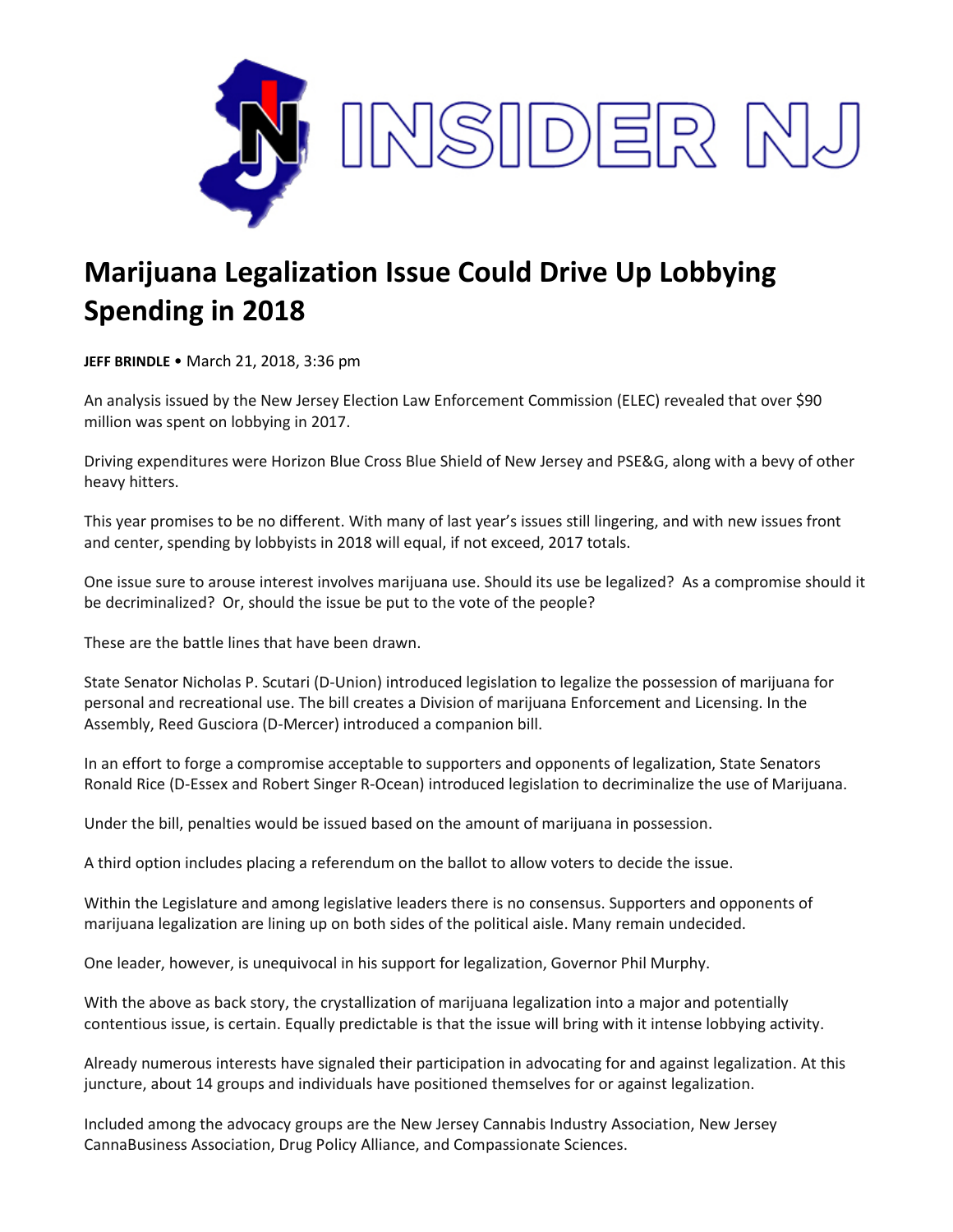INSIDER NJ

# Marijuana Legalization Issue Could Drive Up Lobbying Spending in 2018

**JEFF BRINDLE** • March 21, 2018, 3:36 pm

An analysis issued by the New Jersey Election Law Enforcement Commission (ELEC) revealed that over $90 million was spent on lobbying in 2017.

Driving expenditures were Horizon Blue Cross Blue Shield of New Jersey and PSE&G, along with a bevy of other heavy hitters.

This year promises to be no different. With many of last year's issues still lingering, and with new issues front and center, spending by lobbyists in 2018 will equal, if not exceed, 2017 totals.

One issue sure to arouse interest involves marijuana use. Should its use be legalized? As a compromise should it be decriminalized? Or, should the issue be put to the vote of the people?

These are the battle lines that have been drawn.

State Senator Nicholas P. Scutari (D-Union) introduced legislation to legalize the possession of marijuana for personal and recreational use. The bill creates a Division of marijuana Enforcement and Licensing. In the Assembly, Reed Gusciora (D-Mercer) introduced a companion bill.

In an effort to forge a compromise acceptable to supporters and opponents of legalization, State Senators Ronald Rice (D-Essex and Robert Singer R-Ocean) introduced legislation to decriminalize the use of Marijuana.

Under the bill, penalties would be issued based on the amount of marijuana in possession.

A third option includes placing a referendum on the ballot to allow voters to decide the issue.

Within the Legislature and among legislative leaders there is no consensus. Supporters and opponents of marijuana legalization are lining up on both sides of the political aisle. Many remain undecided.

One leader, however, is unequivocal in his support for legalization, Governor Phil Murphy.

With the above as back story, the crystallization of marijuana legalization into a major and potentially contentious issue, is certain. Equally predictable is that the issue will bring with it intense lobbying activity.

Already numerous interests have signaled their participation in advocating for and against legalization. At this juncture, about 14 groups and individuals have positioned themselves for or against legalization.

Included among the advocacy groups are the New Jersey Cannabis Industry Association, New Jersey CannaBusiness Association, Drug Policy Alliance, and Compassionate Sciences.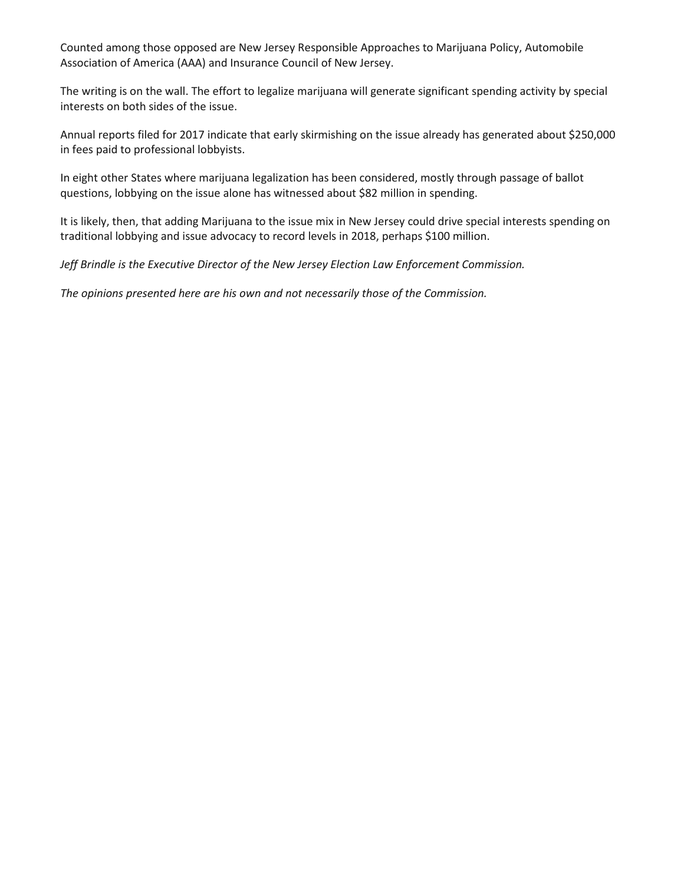Counted among those opposed are New Jersey Responsible Approaches to Marijuana Policy, Automobile Association of America (AAA) and Insurance Council of New Jersey.

The writing is on the wall. The effort to legalize marijuana will generate significant spending activity by special interests on both sides of the issue.

Annual reports filed for 2017 indicate that early skirmishing on the issue already has generated about $250,000 in fees paid to professional lobbyists.

In eight other States where marijuana legalization has been considered, mostly through passage of ballot questions, lobbying on the issue alone has witnessed about $82 million in spending.

It is likely, then, that adding Marijuana to the issue mix in New Jersey could drive special interests spending on traditional lobbying and issue advocacy to record levels in 2018, perhaps $100 million.

*Jeff Brindle is the Executive Director of the New Jersey Election Law Enforcement Commission.*

*The opinions presented here are his own and not necessarily those of the Commission.*